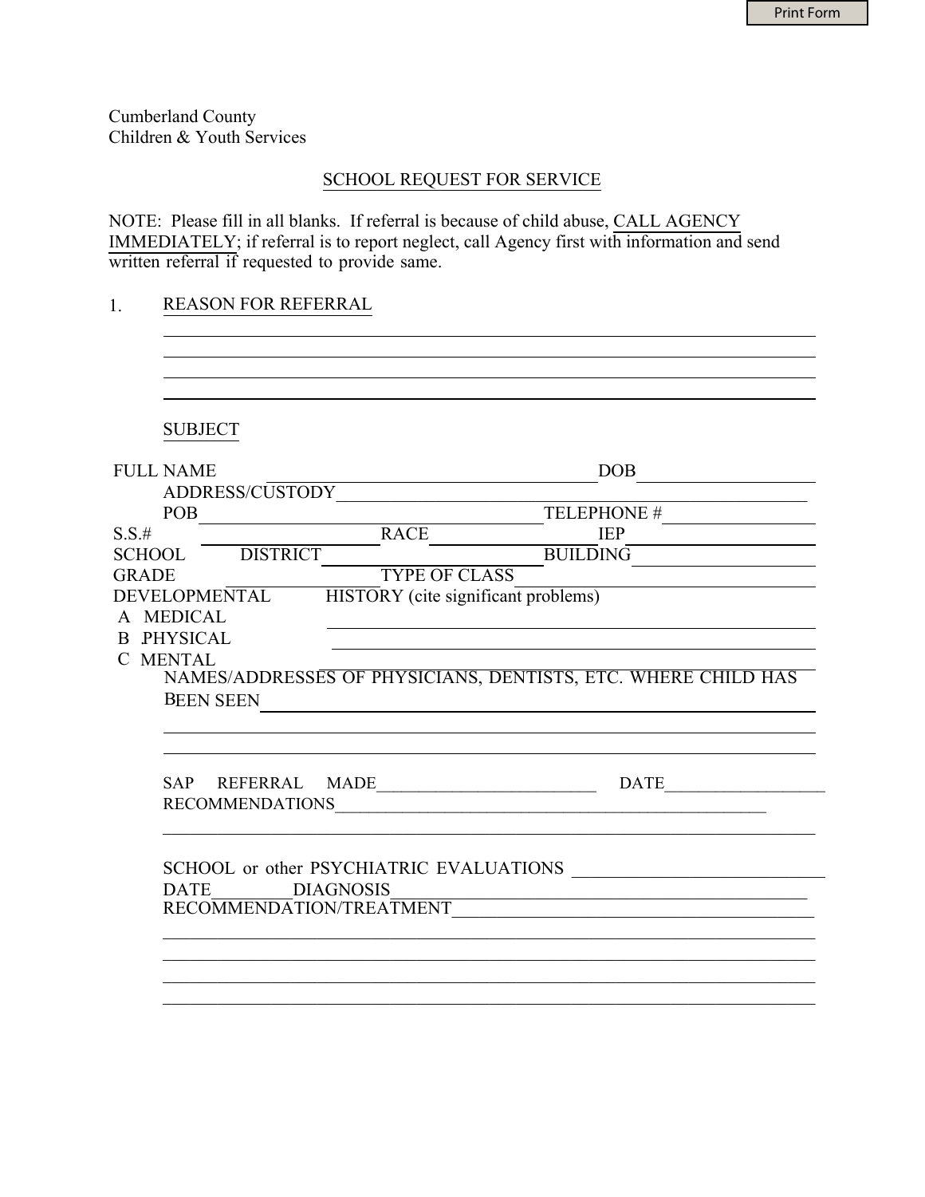Cumberland County
Children & Youth Services

## SCHOOL REQUEST FOR SERVICE

NOTE: Please fill in all blanks. If referral is because of child abuse, CALL AGENCY IMMEDIATELY; if referral is to report neglect, call Agency first with information and send written referral if requested to provide same.

1. REASON FOR REFERRAL

_______________________________________________________________________________

_______________________________________________________________________________

_______________________________________________________________________________

_______________________________________________________________________________

SUBJECT

FULL NAME ________________________________________ DOB ____________________

ADDRESS/CUSTODY ____________________________________________________________

POB ________________________________________ TELEPHONE # ____________________

S.S.# ______________________ RACE ______________________ IEP ____________________

SCHOOL DISTRICT ____________________________ BUILDING ________________________

GRADE ________________ TYPE OF CLASS ______________________________________

DEVELOPMENTAL HISTORY (cite significant problems)

A MEDICAL ______________________________________________________________

B PHYSICAL ______________________________________________________________

C MENTAL ________________________________________________________________

NAMES/ADDRESSES OF PHYSICIANS, DENTISTS, ETC. WHERE CHILD HAS BEEN SEEN ______________________________________________________________________

_______________________________________________________________________________

_______________________________________________________________________________

SAP REFERRAL MADE__________________________ DATE___________________

RECOMMENDATIONS_____________________________________________________

_______________________________________________________________________________

SCHOOL or other PSYCHIATRIC EVALUATIONS ____________________________

DATE_________DIAGNOSIS_______________________________________________

RECOMMENDATION/TREATMENT_____________________________________________

_______________________________________________________________________________

_______________________________________________________________________________

_______________________________________________________________________________

_______________________________________________________________________________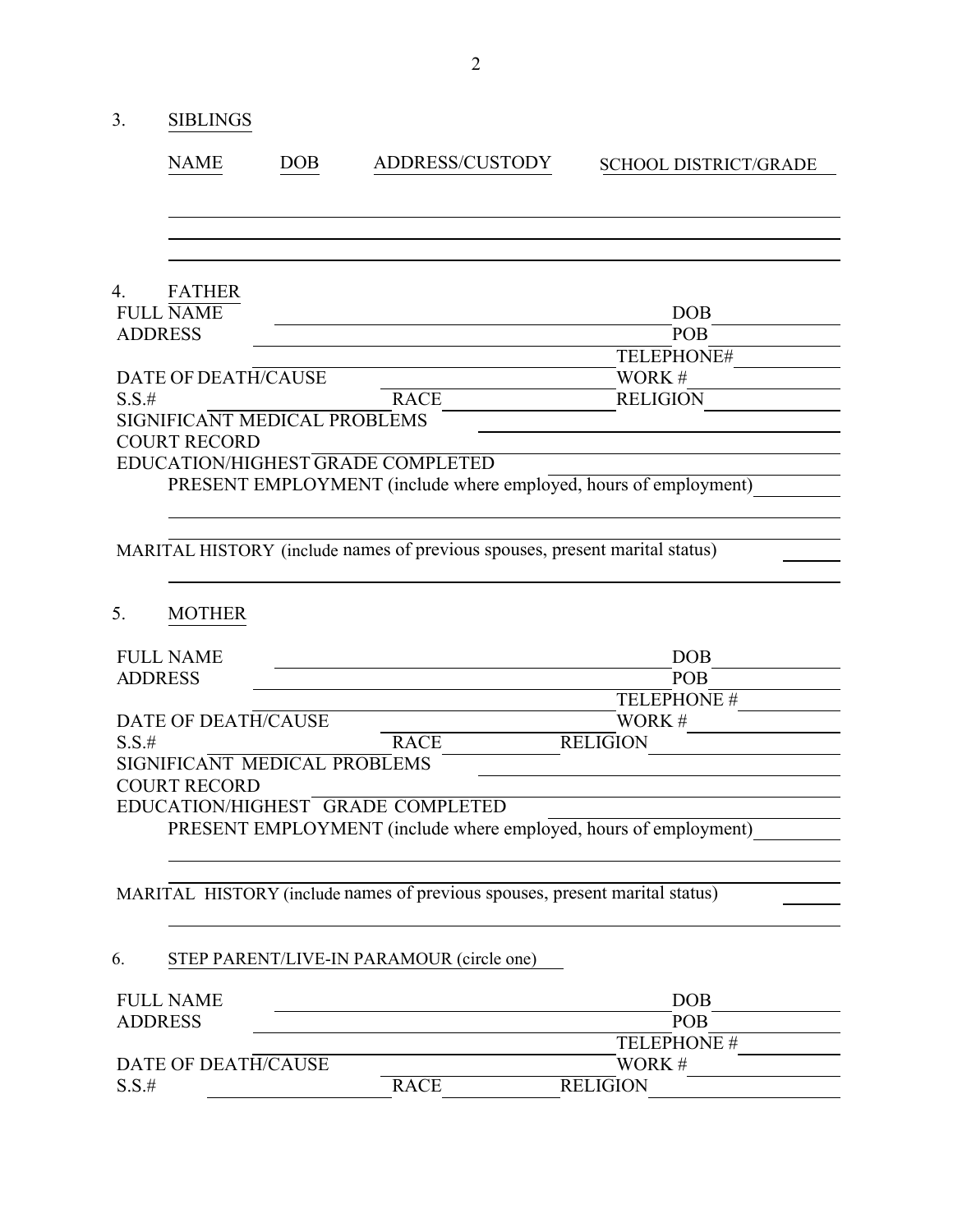3. SIBLINGS

| NAME | DOB | ADDRESS/CUSTODY | SCHOOL DISTRICT/GRADE |
|---|---|---|---|
| | | | |
| | | | |
| | | | |

4. FATHER

FULL NAME ______________________________ DOB __________

ADDRESS ______________________________ POB __________

______________________________ TELEPHONE# __________

DATE OF DEATH/CAUSE ______________________________ WORK # __________

S.S.# __________ RACE __________ RELIGION __________

SIGNIFICANT MEDICAL PROBLEMS ______________________________

COURT RECORD ______________________________

EDUCATION/HIGHEST GRADE COMPLETED ______________________________

PRESENT EMPLOYMENT (include where employed, hours of employment) __________

______________________________

______________________________

MARITAL HISTORY (include names of previous spouses, present marital status) __________

______________________________

5. MOTHER

FULL NAME ______________________________ DOB __________

ADDRESS ______________________________ POB __________

______________________________ TELEPHONE # __________

DATE OF DEATH/CAUSE ______________________________ WORK # __________

S.S.# __________ RACE __________ RELIGION __________

SIGNIFICANT MEDICAL PROBLEMS ______________________________

COURT RECORD ______________________________

EDUCATION/HIGHEST GRADE COMPLETED ______________________________

PRESENT EMPLOYMENT (include where employed, hours of employment) __________

______________________________

______________________________

MARITAL HISTORY (include names of previous spouses, present marital status) __________

______________________________

6. STEP PARENT/LIVE-IN PARAMOUR (circle one)

FULL NAME ______________________________ DOB __________

ADDRESS ______________________________ POB __________

______________________________ TELEPHONE # __________

DATE OF DEATH/CAUSE ______________________________ WORK # __________

S.S.# __________ RACE __________ RELIGION __________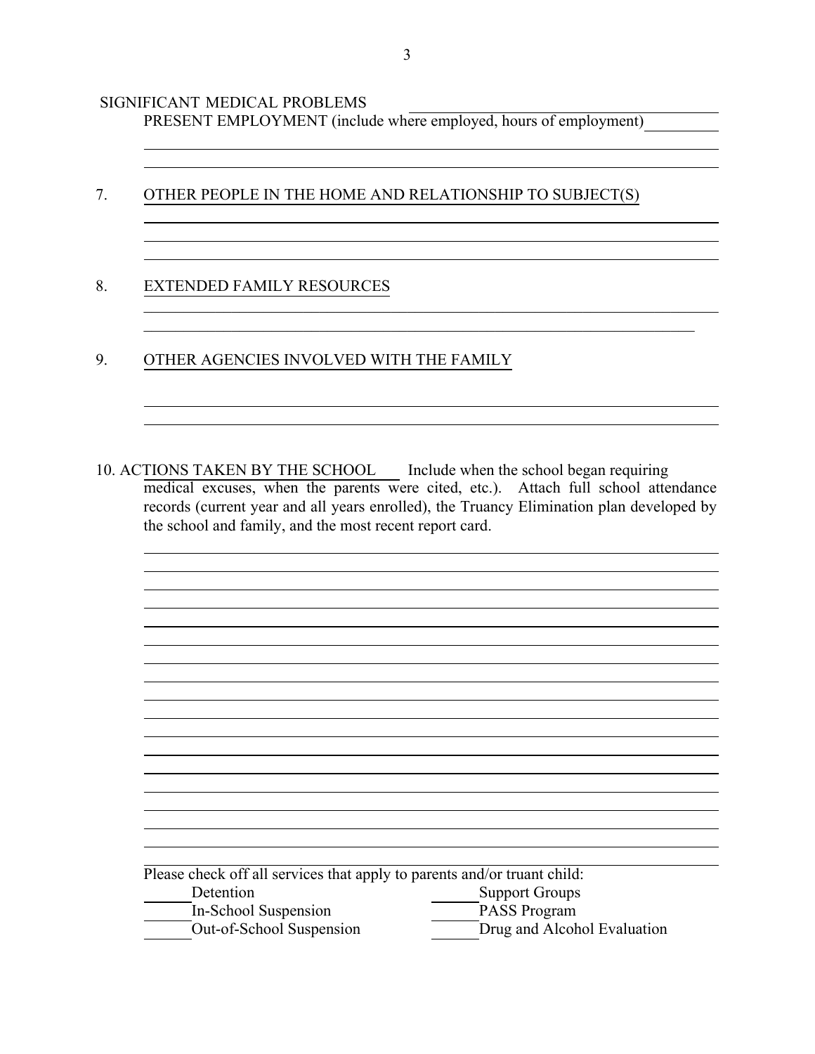SIGNIFICANT MEDICAL PROBLEMS ______________________________

PRESENT EMPLOYMENT (include where employed, hours of employment) __________

______________________________________________________________________

______________________________________________________________________

7. OTHER PEOPLE IN THE HOME AND RELATIONSHIP TO SUBJECT(S)

______________________________________________________________________

______________________________________________________________________

______________________________________________________________________

8. EXTENDED FAMILY RESOURCES

______________________________________________________________________

______________________________________________________________________

9. OTHER AGENCIES INVOLVED WITH THE FAMILY

______________________________________________________________________

______________________________________________________________________

10. ACTIONS TAKEN BY THE SCHOOL Include when the school began requiring medical excuses, when the parents were cited, etc.). Attach full school attendance records (current year and all years enrolled), the Truancy Elimination plan developed by the school and family, and the most recent report card.

______________________________________________________________________

______________________________________________________________________

______________________________________________________________________

______________________________________________________________________

______________________________________________________________________

______________________________________________________________________

______________________________________________________________________

______________________________________________________________________

______________________________________________________________________

______________________________________________________________________

______________________________________________________________________

______________________________________________________________________

______________________________________________________________________

______________________________________________________________________

______________________________________________________________________

______________________________________________________________________

______________________________________________________________________

______________________________________________________________________

Please check off all services that apply to parents and/or truant child:

______ Detention ______ Support Groups

______ In-School Suspension ______ PASS Program

______ Out-of-School Suspension ______ Drug and Alcohol Evaluation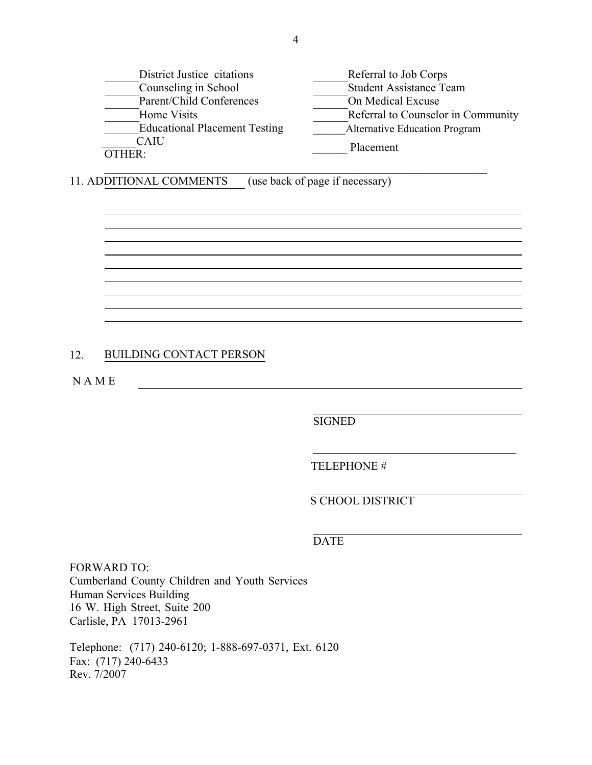______District Justice citations
______Counseling in School
______Parent/Child Conferences
______Home Visits
______Educational Placement Testing
______CAIU
OTHER: ________________________________________________

______Referral to Job Corps
______Student Assistance Team
______On Medical Excuse
______Referral to Counselor in Community
______Alternative Education Program
______ Placement

11. ADDITIONAL COMMENTS (use back of page if necessary)

________________________________________________
________________________________________________
________________________________________________
________________________________________________
________________________________________________
________________________________________________
________________________________________________
________________________________________________
________________________________________________

12. BUILDING CONTACT PERSON

N A M E ________________________________________________

________________________________
SIGNED

________________________________
TELEPHONE #

________________________________
S CHOOL DISTRICT

________________________________
DATE

FORWARD TO:
Cumberland County Children and Youth Services
Human Services Building
16 W. High Street, Suite 200
Carlisle, PA 17013-2961

Telephone: (717) 240-6120; 1-888-697-0371, Ext. 6120
Fax: (717) 240-6433
Rev. 7/2007